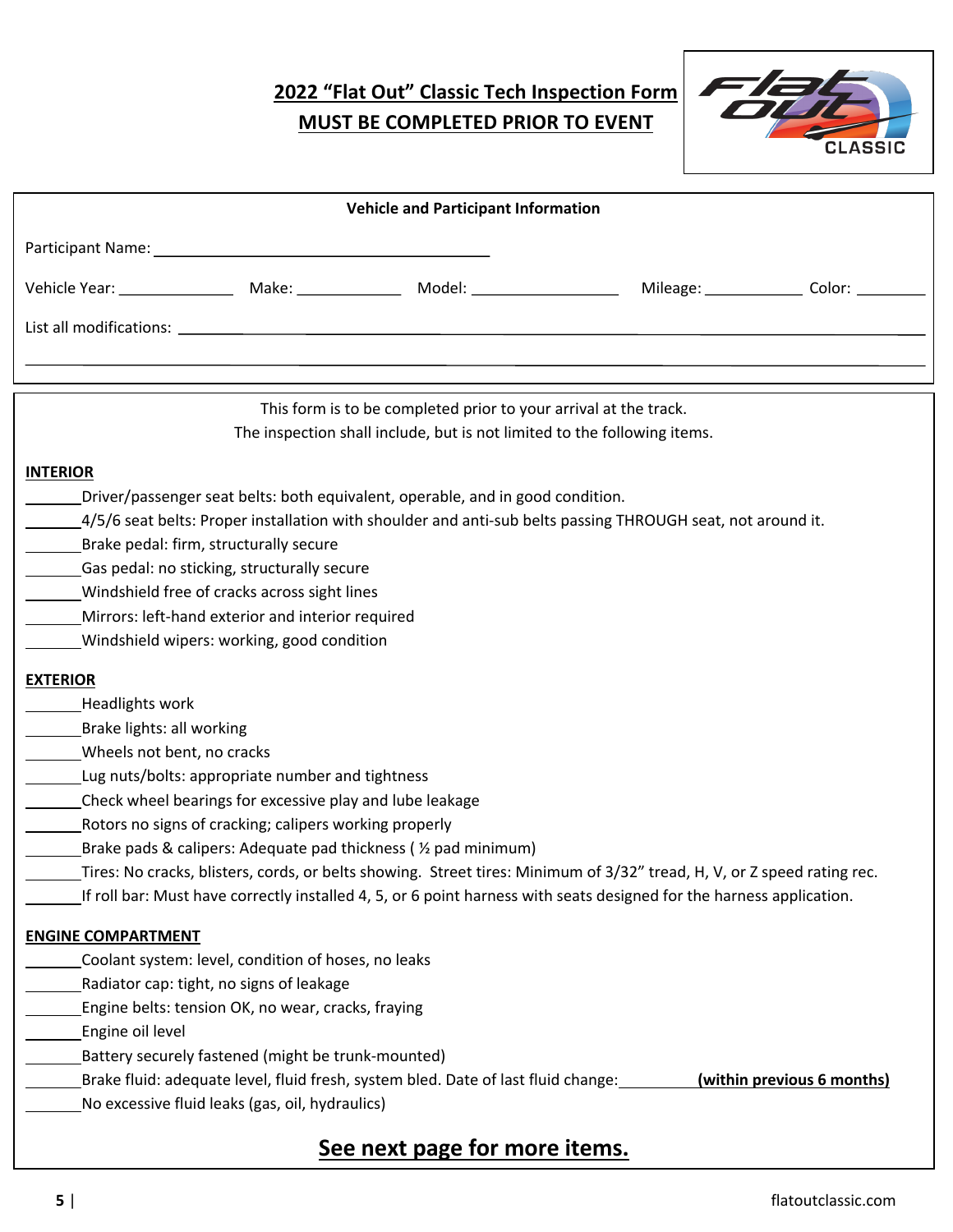# 2022 "Flat Out" Classic Tech Inspection Form

## MUST BE COMPLETED PRIOR TO EVENT

**Vehicle and Participant Information**

Participant Name: ________________________________________

Vehicle Year: ______________ Make: _____________ Model: _________________ Mileage: ____________ Color: ________

List all modifications: ______________________________________________________________________________

______________________________________________________________________________

This form is to be completed prior to your arrival at the track.
The inspection shall include, but is not limited to the following items.

**INTERIOR**

- _______Driver/passenger seat belts: both equivalent, operable, and in good condition.
- _______4/5/6 seat belts: Proper installation with shoulder and anti-sub belts passing THROUGH seat, not around it.
- _______Brake pedal: firm, structurally secure
- _______Gas pedal: no sticking, structurally secure
- _______Windshield free of cracks across sight lines
- _______Mirrors: left-hand exterior and interior required
- _______Windshield wipers: working, good condition

**EXTERIOR**

- _______Headlights work
- _______Brake lights: all working
- _______Wheels not bent, no cracks
- _______Lug nuts/bolts: appropriate number and tightness
- _______Check wheel bearings for excessive play and lube leakage
- _______Rotors no signs of cracking; calipers working properly
- _______Brake pads & calipers: Adequate pad thickness ( ½ pad minimum)
- _______Tires: No cracks, blisters, cords, or belts showing. Street tires: Minimum of 3/32" tread, H, V, or Z speed rating rec.
- _______If roll bar: Must have correctly installed 4, 5, or 6 point harness with seats designed for the harness application.

**ENGINE COMPARTMENT**

- _______Coolant system: level, condition of hoses, no leaks
- _______Radiator cap: tight, no signs of leakage
- _______Engine belts: tension OK, no wear, cracks, fraying
- _______Engine oil level
- _______Battery securely fastened (might be trunk-mounted)
- _______Brake fluid: adequate level, fluid fresh, system bled. Date of last fluid change:__________ **(within previous 6 months)**
- _______No excessive fluid leaks (gas, oil, hydraulics)

**See next page for more items.**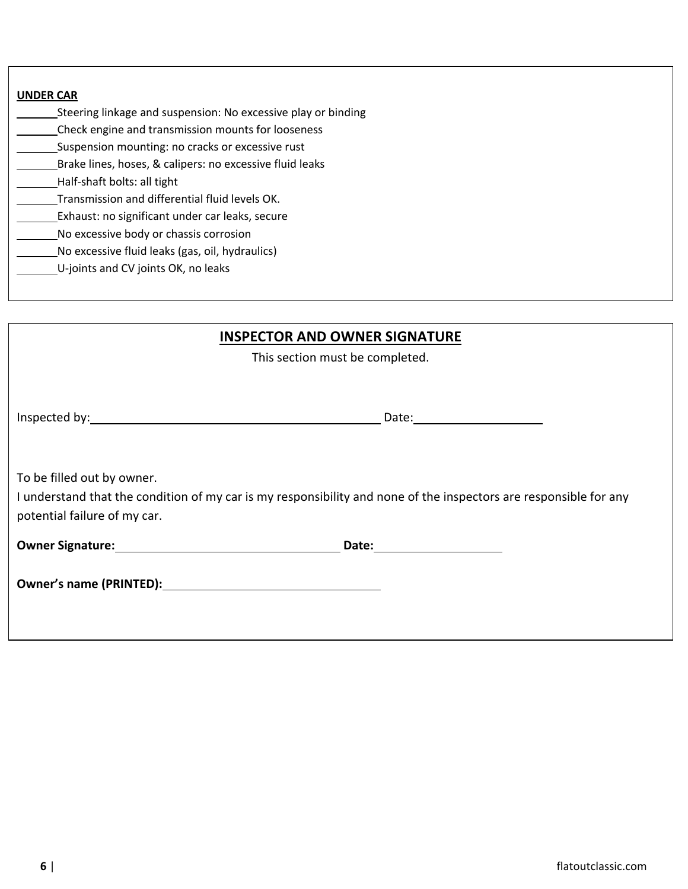**UNDER CAR**

_______Steering linkage and suspension: No excessive play or binding
_______Check engine and transmission mounts for looseness
_______Suspension mounting: no cracks or excessive rust
_______Brake lines, hoses, & calipers: no excessive fluid leaks
_______Half-shaft bolts: all tight
_______Transmission and differential fluid levels OK.
_______Exhaust: no significant under car leaks, secure
_______No excessive body or chassis corrosion
_______No excessive fluid leaks (gas, oil, hydraulics)
_______U-joints and CV joints OK, no leaks

## INSPECTOR AND OWNER SIGNATURE

This section must be completed.

Inspected by:_______________________________________ Date:_______________

To be filled out by owner.

I understand that the condition of my car is my responsibility and none of the inspectors are responsible for any potential failure of my car.

**Owner Signature:**_______________________________ **Date:**_______________

**Owner's name (PRINTED):**_______________________________